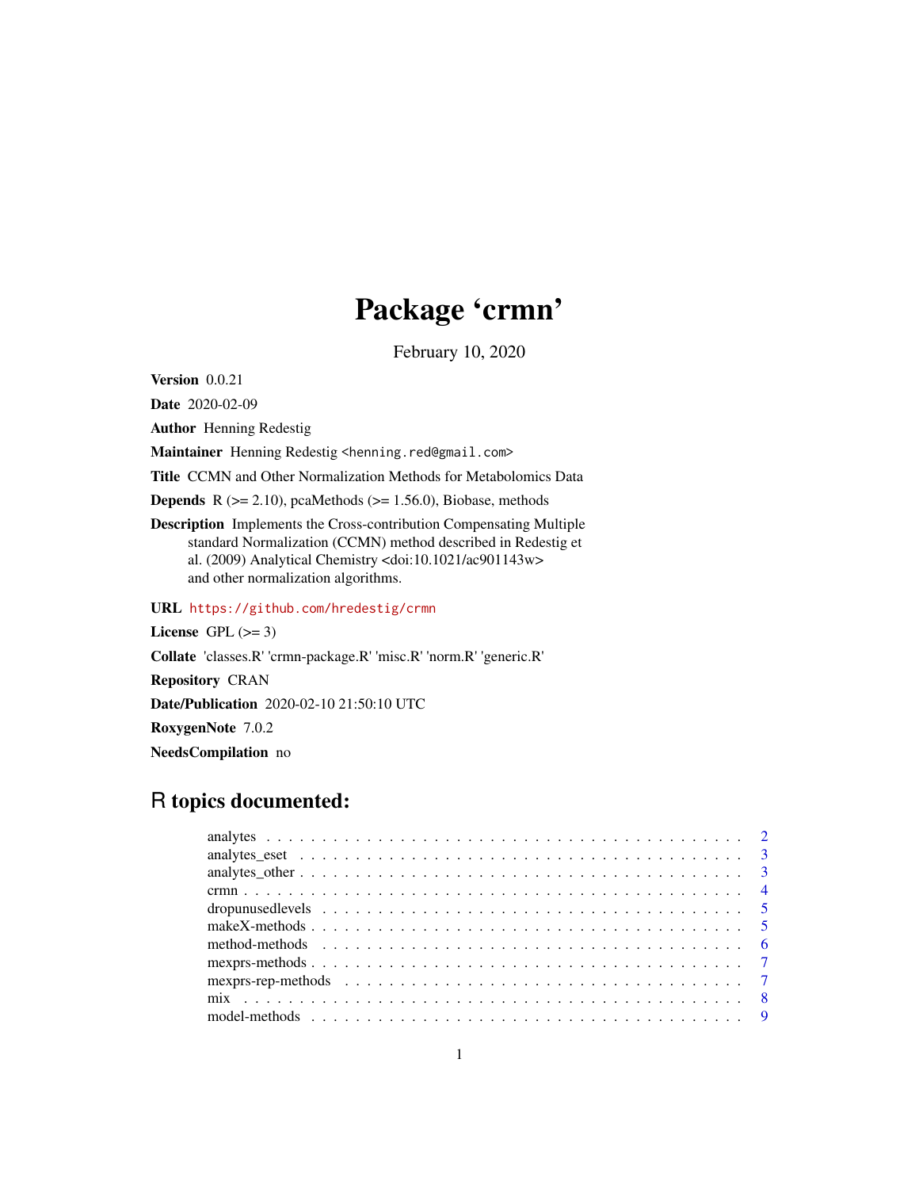# Package 'crmn'

February 10, 2020

**Version** 0.0.21

**Date** 2020-02-09

**Author** Henning Redestig

**Maintainer** Henning Redestig <henning.red@gmail.com>

**Title** CCMN and Other Normalization Methods for Metabolomics Data

**Depends** R (>= 2.10), pcaMethods (>= 1.56.0), Biobase, methods

**Description** Implements the Cross-contribution Compensating Multiple standard Normalization (CCMN) method described in Redestig et al. (2009) Analytical Chemistry <doi:10.1021/ac901143w> and other normalization algorithms.

**URL** https://github.com/hredestig/crmn

**License** GPL (>= 3)

**Collate** 'classes.R' 'crmn-package.R' 'misc.R' 'norm.R' 'generic.R'

**Repository** CRAN

**Date/Publication** 2020-02-10 21:50:10 UTC

**RoxygenNote** 7.0.2

**NeedsCompilation** no

## R topics documented:

| | |
|---|---|
| analytes | 2 |
| analytes_eset | 3 |
| analytes_other | 3 |
| crmn | 4 |
| dropunusedlevels | 5 |
| makeX-methods | 5 |
| method-methods | 6 |
| mexprs-methods | 7 |
| mexprs-rep-methods | 7 |
| mix | 8 |
| model-methods | 9 |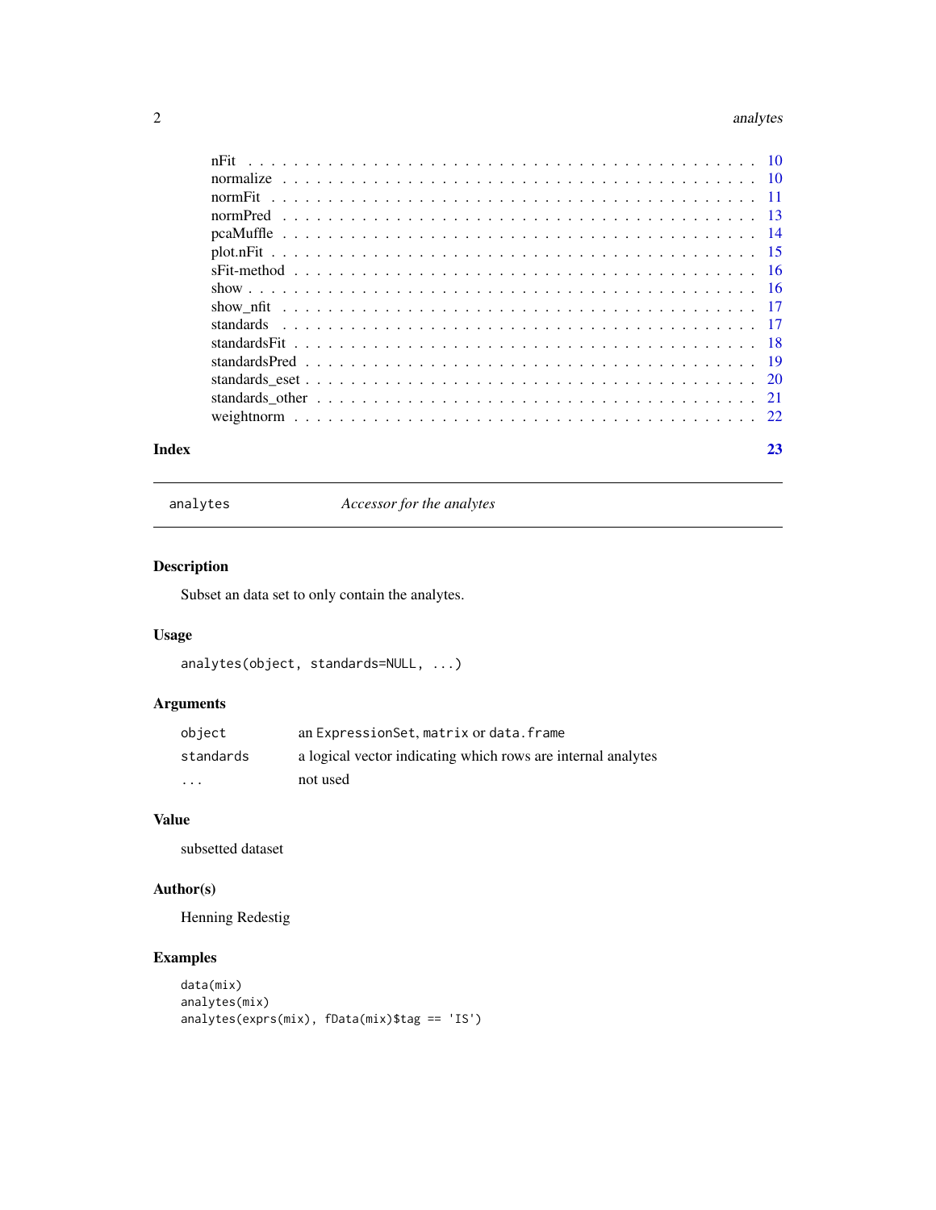| | |
|---|---|
| nFit | 10 |
| normalize | 10 |
| normFit | 11 |
| normPred | 13 |
| pcaMuffle | 14 |
| plot.nFit | 15 |
| sFit-method | 16 |
| show | 16 |
| show_nfit | 17 |
| standards | 17 |
| standardsFit | 18 |
| standardsPred | 19 |
| standards_eset | 20 |
| standards_other | 21 |
| weightnorm | 22 |

**Index** 23

---

`analytes` *Accessor for the analytes*

---

## Description

Subset an data set to only contain the analytes.

## Usage

```
analytes(object, standards=NULL, ...)
```

## Arguments

| | |
|---|---|
| `object` | an `ExpressionSet`, `matrix` or `data.frame` |
| `standards` | a logical vector indicating which rows are internal analytes |
| `...` | not used |

## Value

subsetted dataset

## Author(s)

Henning Redestig

## Examples

```
data(mix)
analytes(mix)
analytes(exprs(mix), fData(mix)$tag == 'IS')
```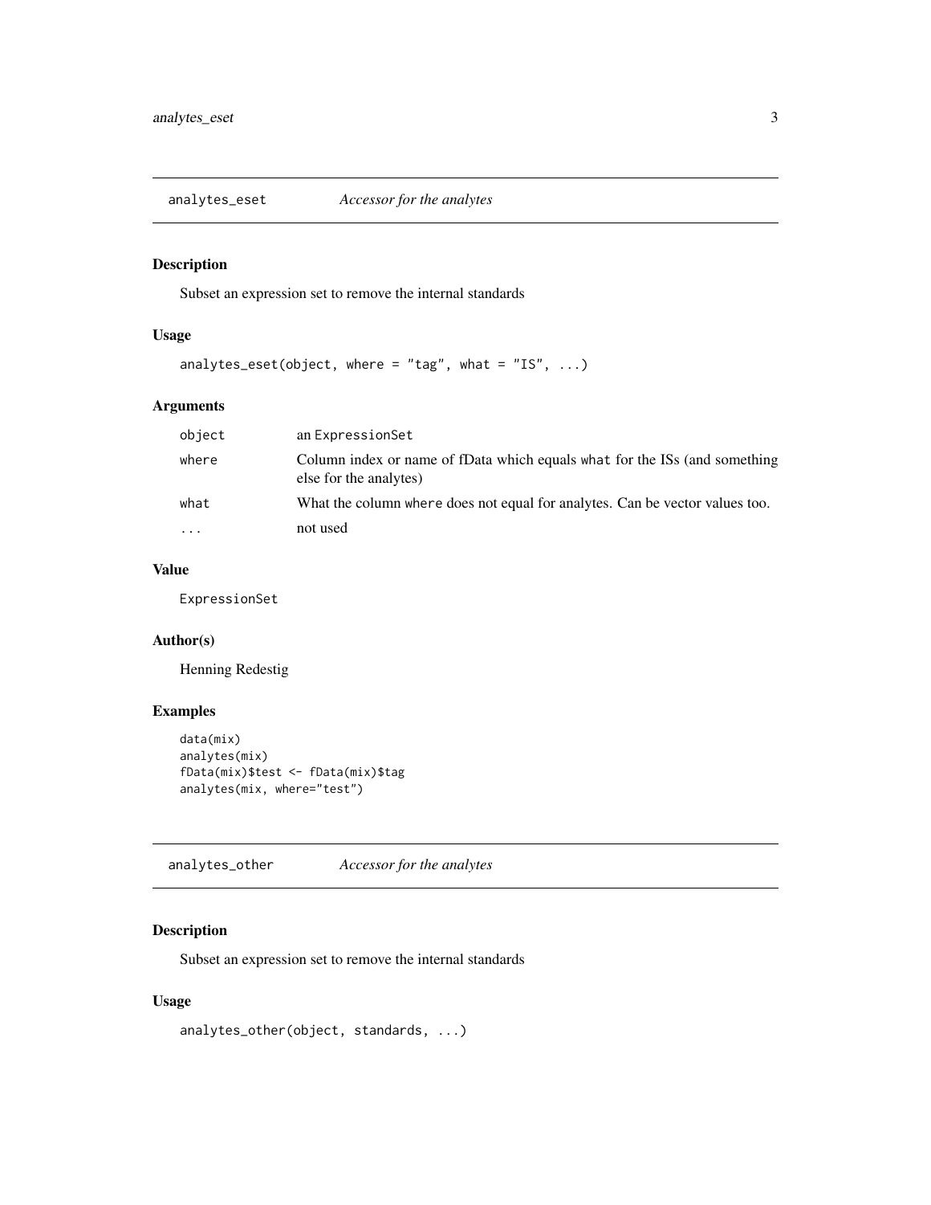## analytes_eset *Accessor for the analytes*

### Description

Subset an expression set to remove the internal standards

### Usage

```
analytes_eset(object, where = "tag", what = "IS", ...)
```

### Arguments

| | |
|---|---|
| object | an ExpressionSet |
| where | Column index or name of fData which equals what for the ISs (and something else for the analytes) |
| what | What the column where does not equal for analytes. Can be vector values too. |
| ... | not used |

### Value

ExpressionSet

### Author(s)

Henning Redestig

### Examples

```
data(mix)
analytes(mix)
fData(mix)$test <- fData(mix)$tag
analytes(mix, where="test")
```

## analytes_other *Accessor for the analytes*

### Description

Subset an expression set to remove the internal standards

### Usage

```
analytes_other(object, standards, ...)
```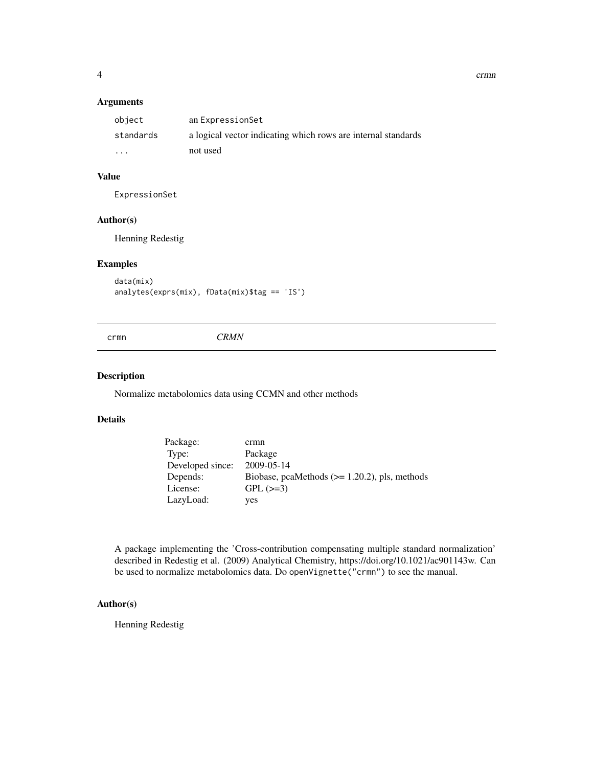### Arguments

| | |
|---|---|
| `object` | an `ExpressionSet` |
| `standards` | a logical vector indicating which rows are internal standards |
| `...` | not used |

### Value

ExpressionSet

### Author(s)

Henning Redestig

### Examples

```
data(mix)
analytes(exprs(mix), fData(mix)$tag == 'IS')
```

---

## crmn — *CRMN*

---

### Description

Normalize metabolomics data using CCMN and other methods

### Details

| | |
|---|---|
| Package: | crmn |
| Type: | Package |
| Developed since: | 2009-05-14 |
| Depends: | Biobase, pcaMethods (>= 1.20.2), pls, methods |
| License: | GPL (>=3) |
| LazyLoad: | yes |

A package implementing the 'Cross-contribution compensating multiple standard normalization' described in Redestig et al. (2009) Analytical Chemistry, https://doi.org/10.1021/ac901143w. Can be used to normalize metabolomics data. Do `openVignette("crmn")` to see the manual.

### Author(s)

Henning Redestig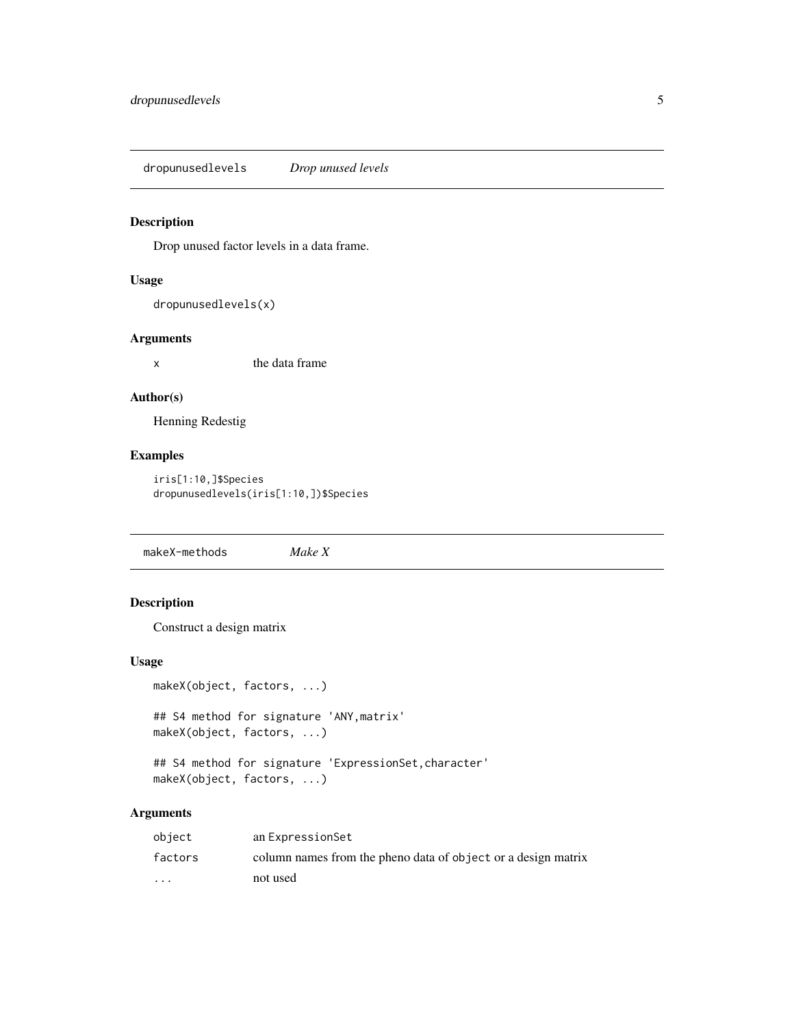## dropunusedlevels — *Drop unused levels*

### Description

Drop unused factor levels in a data frame.

### Usage

```
dropunusedlevels(x)
```

### Arguments

| | |
|---|---|
| x | the data frame |

### Author(s)

Henning Redestig

### Examples

```
iris[1:10,]$Species
dropunusedlevels(iris[1:10,])$Species
```

## makeX-methods — *Make X*

### Description

Construct a design matrix

### Usage

```
makeX(object, factors, ...)

## S4 method for signature 'ANY,matrix'
makeX(object, factors, ...)

## S4 method for signature 'ExpressionSet,character'
makeX(object, factors, ...)
```

### Arguments

| | |
|---|---|
| object | an ExpressionSet |
| factors | column names from the pheno data of object or a design matrix |
| ... | not used |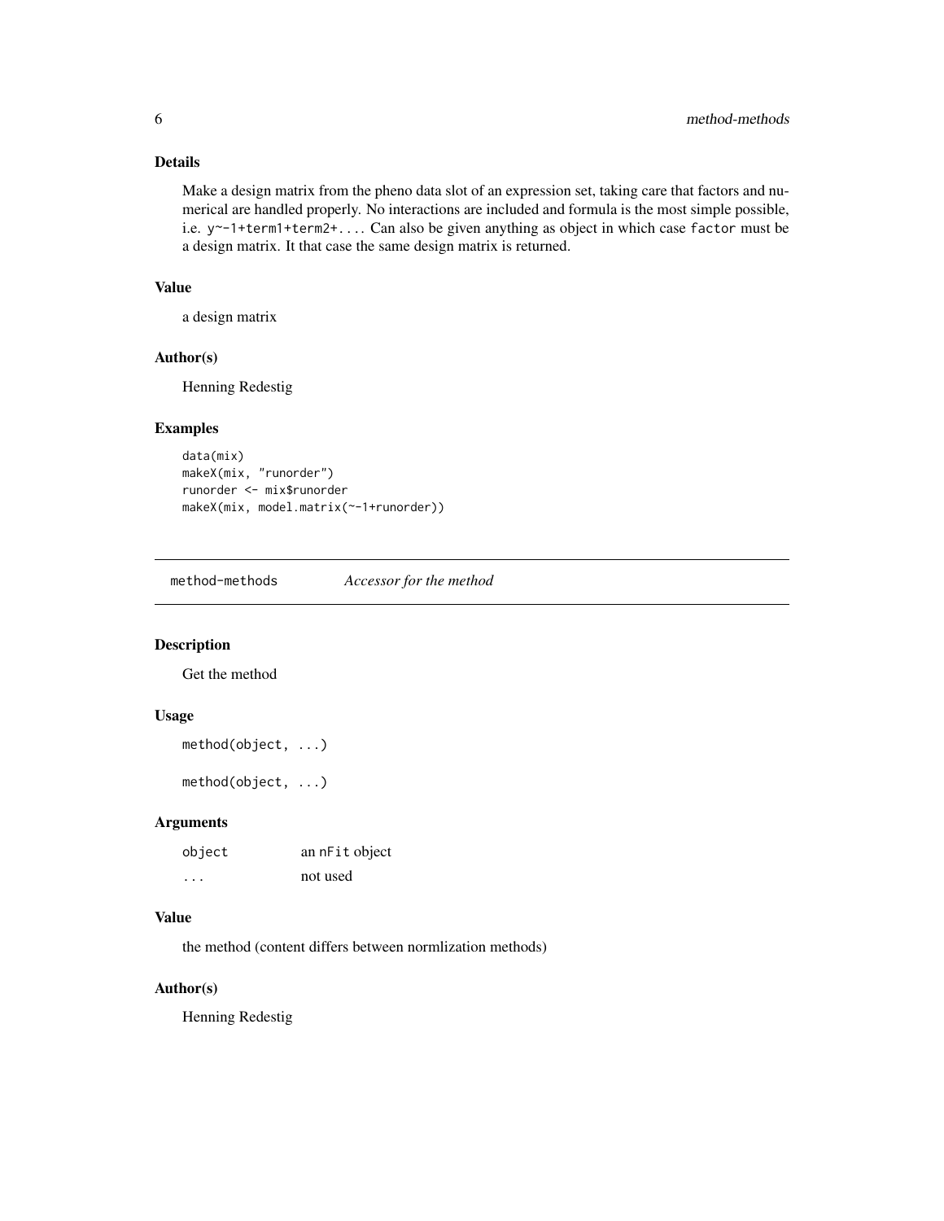### Details

Make a design matrix from the pheno data slot of an expression set, taking care that factors and numerical are handled properly. No interactions are included and formula is the most simple possible, i.e. `y~-1+term1+term2+...`. Can also be given anything as object in which case `factor` must be a design matrix. It that case the same design matrix is returned.

### Value

a design matrix

### Author(s)

Henning Redestig

### Examples

```
data(mix)
makeX(mix, "runorder")
runorder <- mix$runorder
makeX(mix, model.matrix(~-1+runorder))
```

---

## method-methods *Accessor for the method*

---

### Description

Get the method

### Usage

```
method(object, ...)

method(object, ...)
```

### Arguments

| | |
|---|---|
| `object` | an `nFit` object |
| `...` | not used |

### Value

the method (content differs between normlization methods)

### Author(s)

Henning Redestig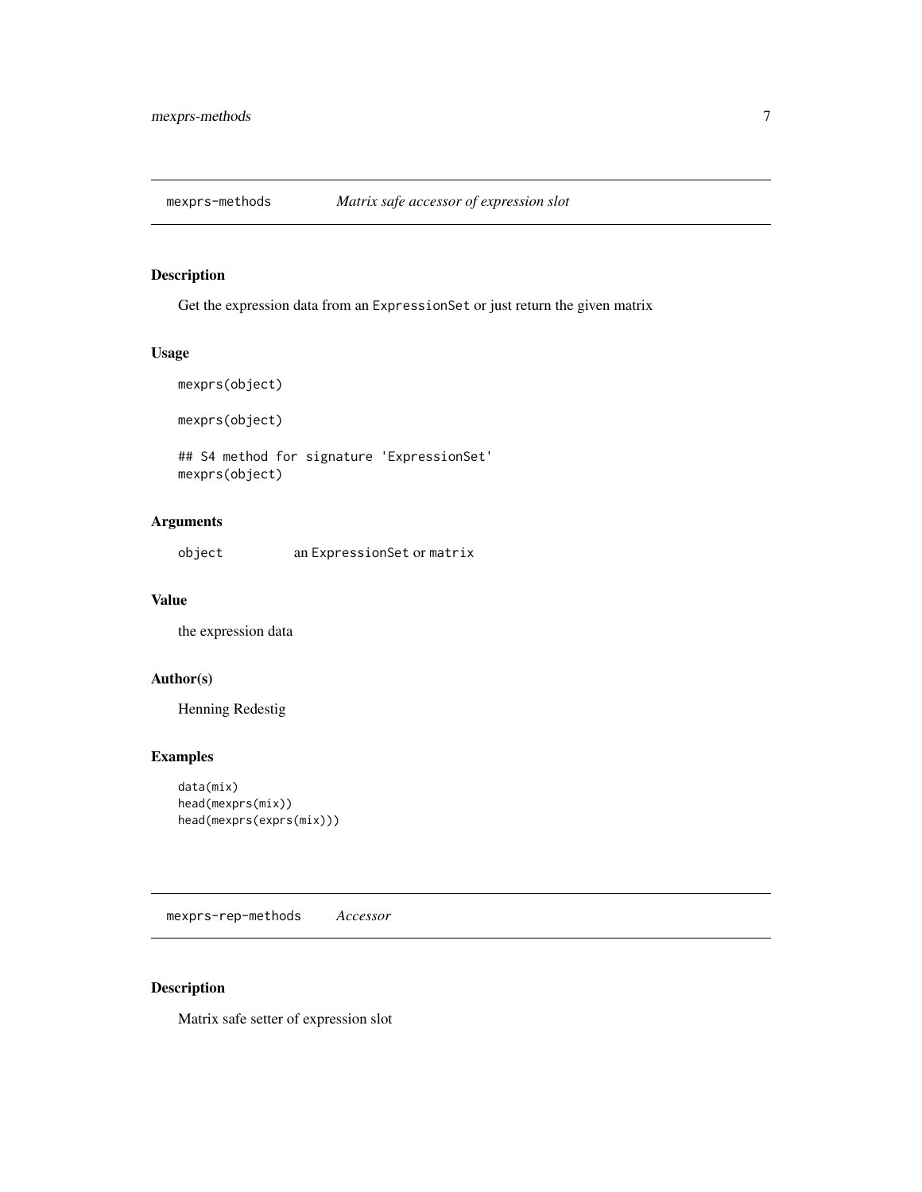## mexprs-methods *Matrix safe accessor of expression slot*

### Description

Get the expression data from an `ExpressionSet` or just return the given matrix

### Usage

```
mexprs(object)

mexprs(object)

## S4 method for signature 'ExpressionSet'
mexprs(object)
```

### Arguments

| | |
|---|---|
| `object` | an `ExpressionSet` or `matrix` |

### Value

the expression data

### Author(s)

Henning Redestig

### Examples

```
data(mix)
head(mexprs(mix))
head(mexprs(exprs(mix)))
```

## mexprs-rep-methods *Accessor*

### Description

Matrix safe setter of expression slot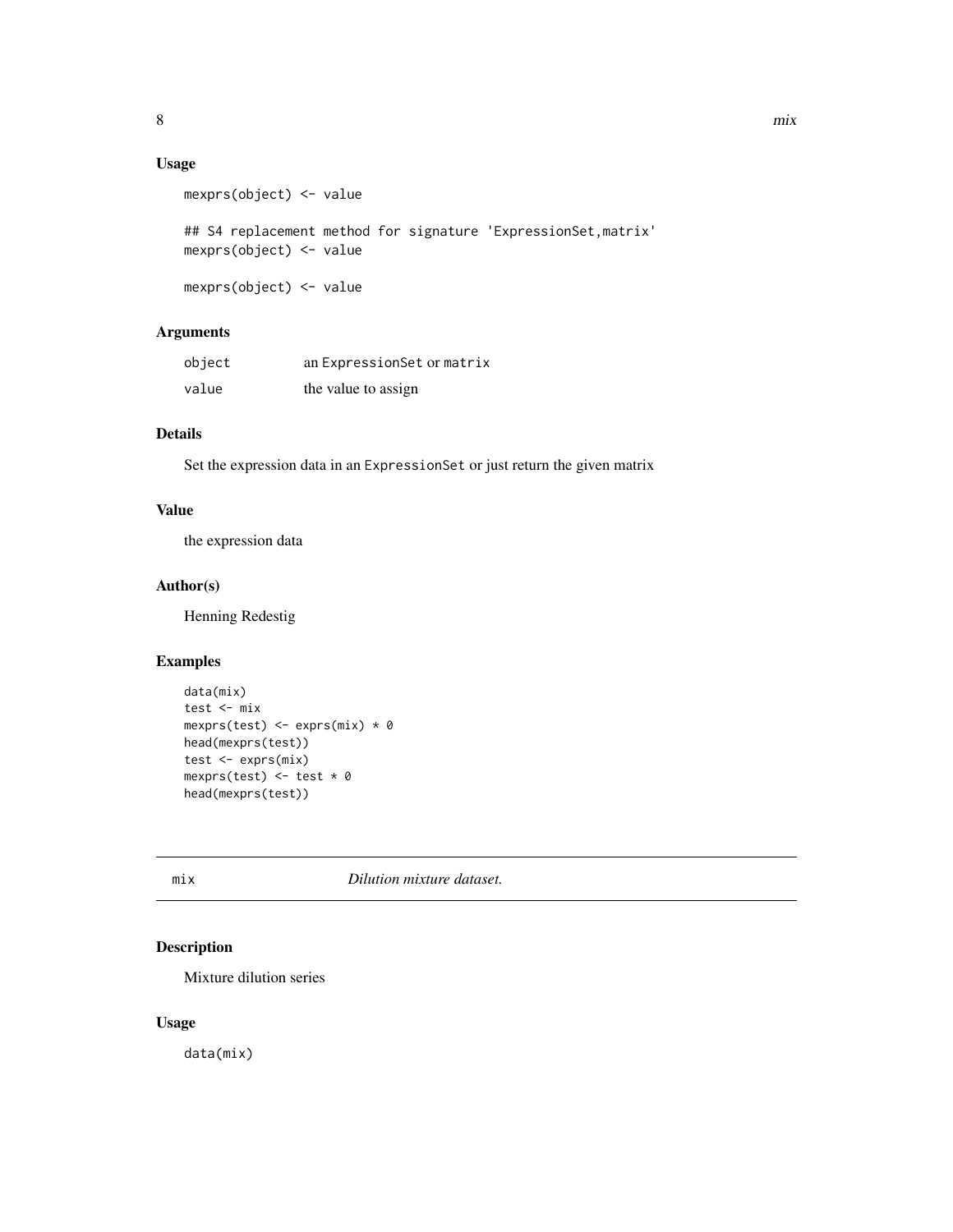### Usage

```
mexprs(object) <- value

## S4 replacement method for signature 'ExpressionSet,matrix'
mexprs(object) <- value

mexprs(object) <- value
```

### Arguments

| | |
|---|---|
| `object` | an `ExpressionSet` or `matrix` |
| `value` | the value to assign |

### Details

Set the expression data in an `ExpressionSet` or just return the given matrix

### Value

the expression data

### Author(s)

Henning Redestig

### Examples

```
data(mix)
test <- mix
mexprs(test) <- exprs(mix) * 0
head(mexprs(test))
test <- exprs(mix)
mexprs(test) <- test * 0
head(mexprs(test))
```

---

## mix — *Dilution mixture dataset.*

### Description

Mixture dilution series

### Usage

```
data(mix)
```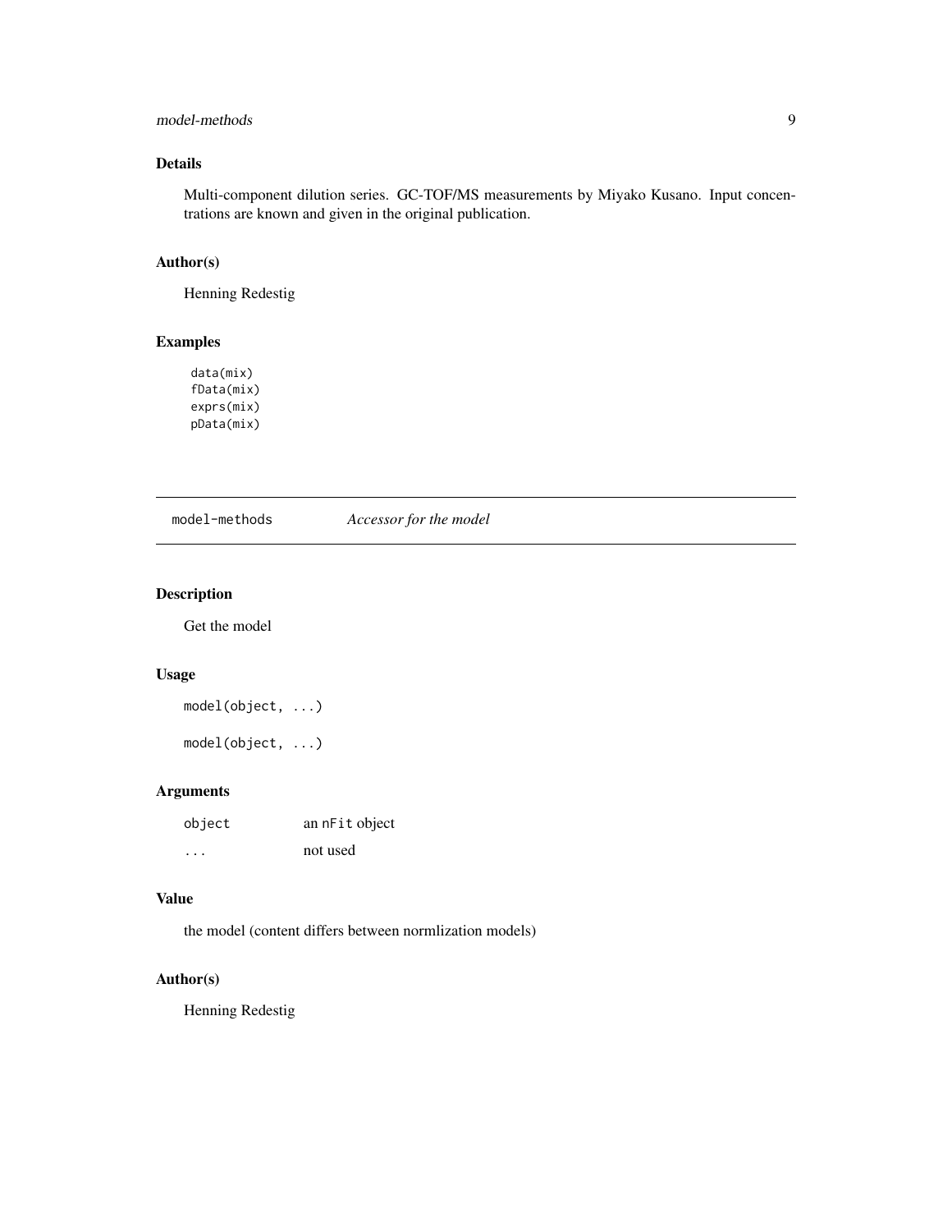## Details

Multi-component dilution series. GC-TOF/MS measurements by Miyako Kusano. Input concentrations are known and given in the original publication.

## Author(s)

Henning Redestig

## Examples

```
data(mix)
fData(mix)
exprs(mix)
pData(mix)
```

---

# model-methods *Accessor for the model*

---

## Description

Get the model

## Usage

```
model(object, ...)

model(object, ...)
```

## Arguments

| | |
|---|---|
| object | an nFit object |
| ... | not used |

## Value

the model (content differs between normlization models)

## Author(s)

Henning Redestig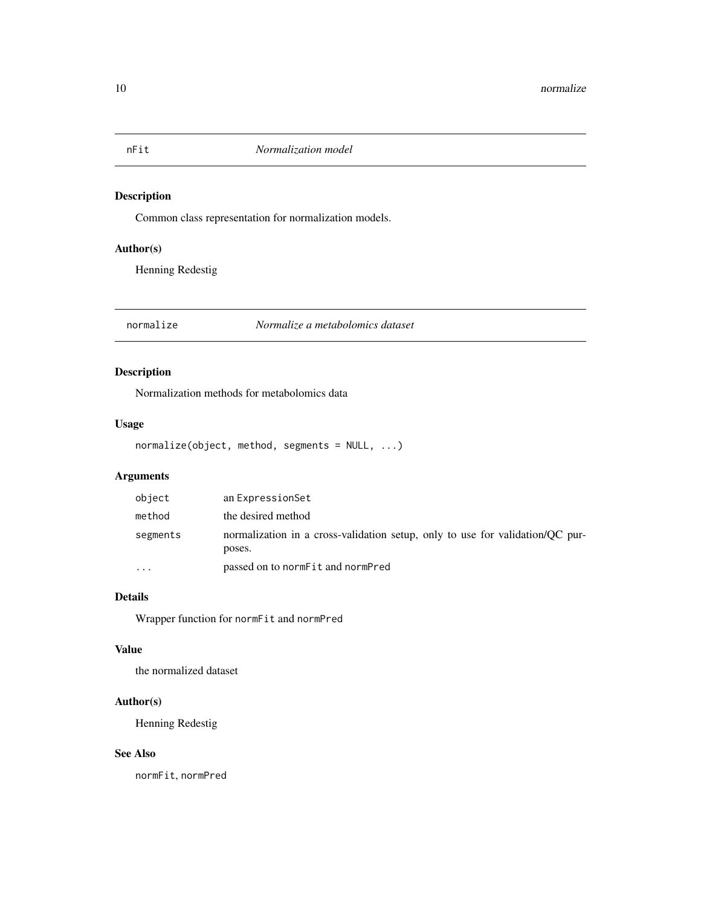## nFit *Normalization model*

### Description

Common class representation for normalization models.

### Author(s)

Henning Redestig

## normalize *Normalize a metabolomics dataset*

### Description

Normalization methods for metabolomics data

### Usage

```
normalize(object, method, segments = NULL, ...)
```

### Arguments

| | |
|---|---|
| object | an ExpressionSet |
| method | the desired method |
| segments | normalization in a cross-validation setup, only to use for validation/QC purposes. |
| ... | passed on to normFit and normPred |

### Details

Wrapper function for normFit and normPred

### Value

the normalized dataset

### Author(s)

Henning Redestig

### See Also

normFit, normPred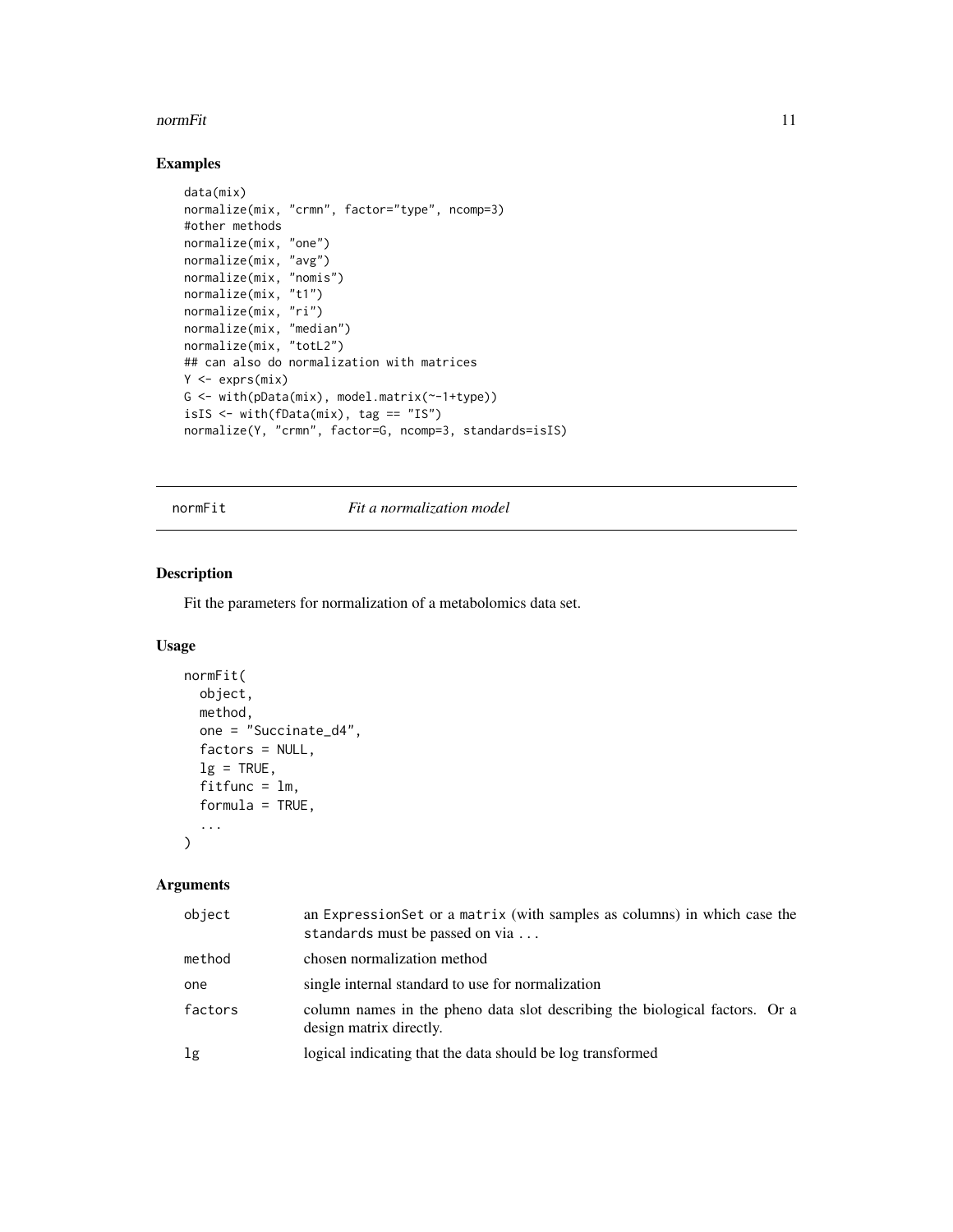## Examples

```
data(mix)
normalize(mix, "crmn", factor="type", ncomp=3)
#other methods
normalize(mix, "one")
normalize(mix, "avg")
normalize(mix, "nomis")
normalize(mix, "t1")
normalize(mix, "ri")
normalize(mix, "median")
normalize(mix, "totL2")
## can also do normalization with matrices
Y <- exprs(mix)
G <- with(pData(mix), model.matrix(~-1+type))
isIS <- with(fData(mix), tag == "IS")
normalize(Y, "crmn", factor=G, ncomp=3, standards=isIS)
```

---

# normFit *Fit a normalization model*

## Description

Fit the parameters for normalization of a metabolomics data set.

## Usage

```
normFit(
  object,
  method,
  one = "Succinate_d4",
  factors = NULL,
  lg = TRUE,
  fitfunc = lm,
  formula = TRUE,
  ...
)
```

## Arguments

| | |
|---|---|
| `object` | an `ExpressionSet` or a `matrix` (with samples as columns) in which case the `standards` must be passed on via `...` |
| `method` | chosen normalization method |
| `one` | single internal standard to use for normalization |
| `factors` | column names in the pheno data slot describing the biological factors. Or a design matrix directly. |
| `lg` | logical indicating that the data should be log transformed |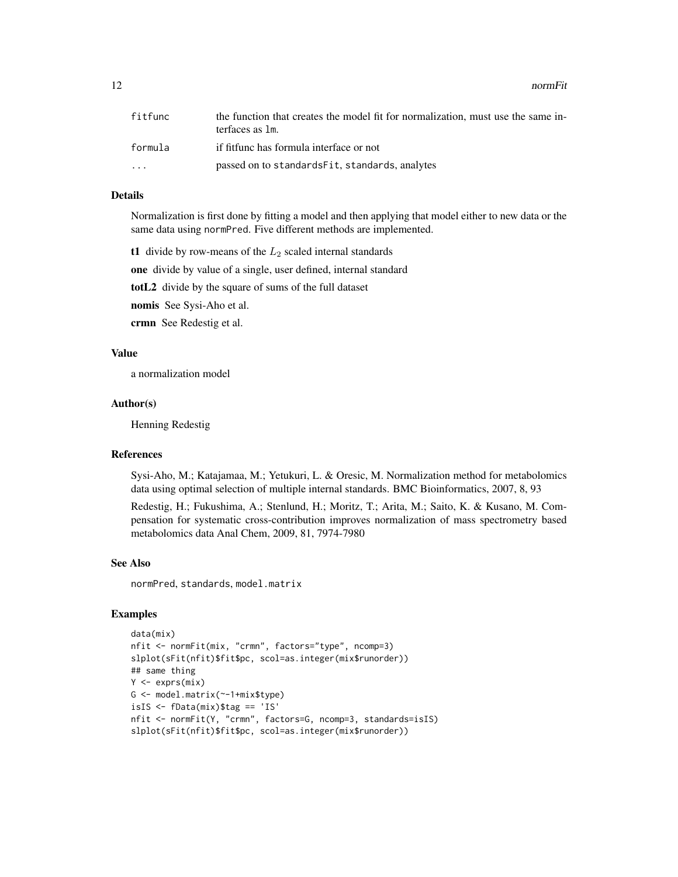| | |
|---|---|
| fitfunc | the function that creates the model fit for normalization, must use the same interfaces as `lm`. |
| formula | if fitfunc has formula interface or not |
| ... | passed on to `standardsFit`, `standards`, analytes |

### Details

Normalization is first done by fitting a model and then applying that model either to new data or the same data using `normPred`. Five different methods are implemented.

**t1** divide by row-means of the $L_2$ scaled internal standards

**one** divide by value of a single, user defined, internal standard

**totL2** divide by the square of sums of the full dataset

**nomis** See Sysi-Aho et al.

**crmn** See Redestig et al.

### Value

a normalization model

### Author(s)

Henning Redestig

### References

Sysi-Aho, M.; Katajamaa, M.; Yetukuri, L. & Oresic, M. Normalization method for metabolomics data using optimal selection of multiple internal standards. BMC Bioinformatics, 2007, 8, 93

Redestig, H.; Fukushima, A.; Stenlund, H.; Moritz, T.; Arita, M.; Saito, K. & Kusano, M. Compensation for systematic cross-contribution improves normalization of mass spectrometry based metabolomics data Anal Chem, 2009, 81, 7974-7980

### See Also

`normPred`, `standards`, `model.matrix`

### Examples

```
data(mix)
nfit <- normFit(mix, "crmn", factors="type", ncomp=3)
slplot(sFit(nfit)$fit$pc, scol=as.integer(mix$runorder))
## same thing
Y <- exprs(mix)
G <- model.matrix(~-1+mix$type)
isIS <- fData(mix)$tag == 'IS'
nfit <- normFit(Y, "crmn", factors=G, ncomp=3, standards=isIS)
slplot(sFit(nfit)$fit$pc, scol=as.integer(mix$runorder))
```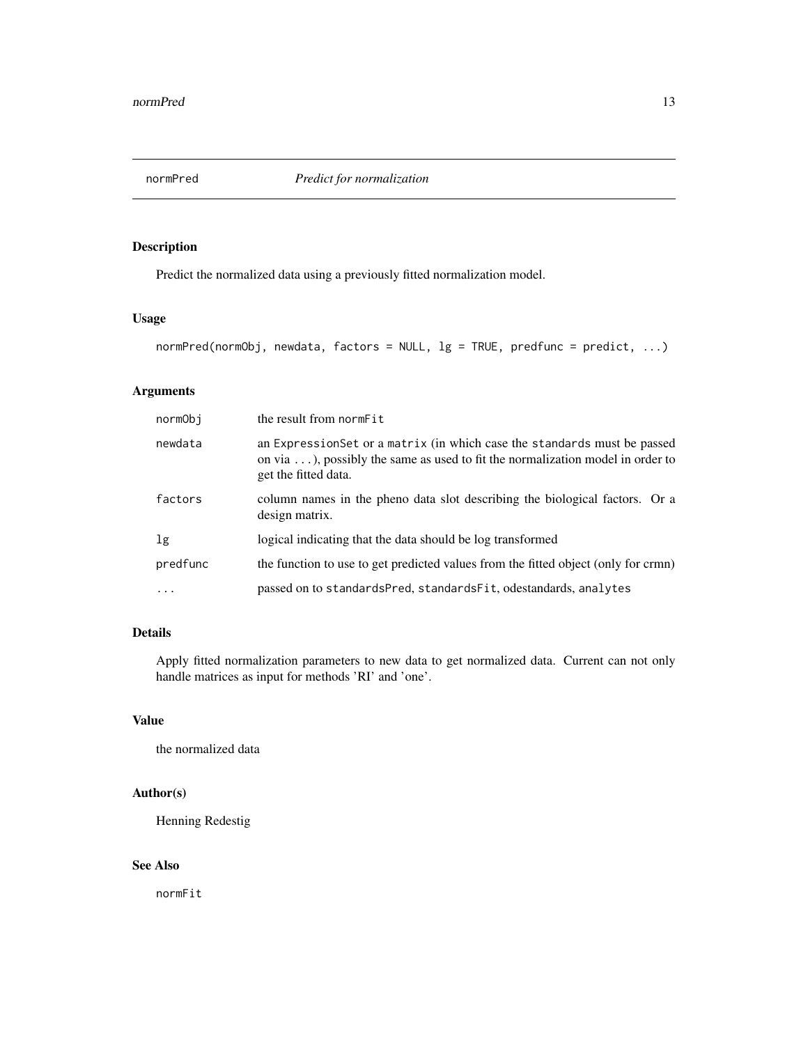# normPred *Predict for normalization*

## Description

Predict the normalized data using a previously fitted normalization model.

## Usage

```
normPred(normObj, newdata, factors = NULL, lg = TRUE, predfunc = predict, ...)
```

## Arguments

| | |
|---|---|
| `normObj` | the result from `normFit` |
| `newdata` | an `ExpressionSet` or a `matrix` (in which case the `standards` must be passed on via `...`), possibly the same as used to fit the normalization model in order to get the fitted data. |
| `factors` | column names in the pheno data slot describing the biological factors. Or a design matrix. |
| `lg` | logical indicating that the data should be log transformed |
| `predfunc` | the function to use to get predicted values from the fitted object (only for crmn) |
| `...` | passed on to `standardsPred`, `standardsFit`, odestandards, `analytes` |

## Details

Apply fitted normalization parameters to new data to get normalized data. Current can not only handle matrices as input for methods 'RI' and 'one'.

## Value

the normalized data

## Author(s)

Henning Redestig

## See Also

`normFit`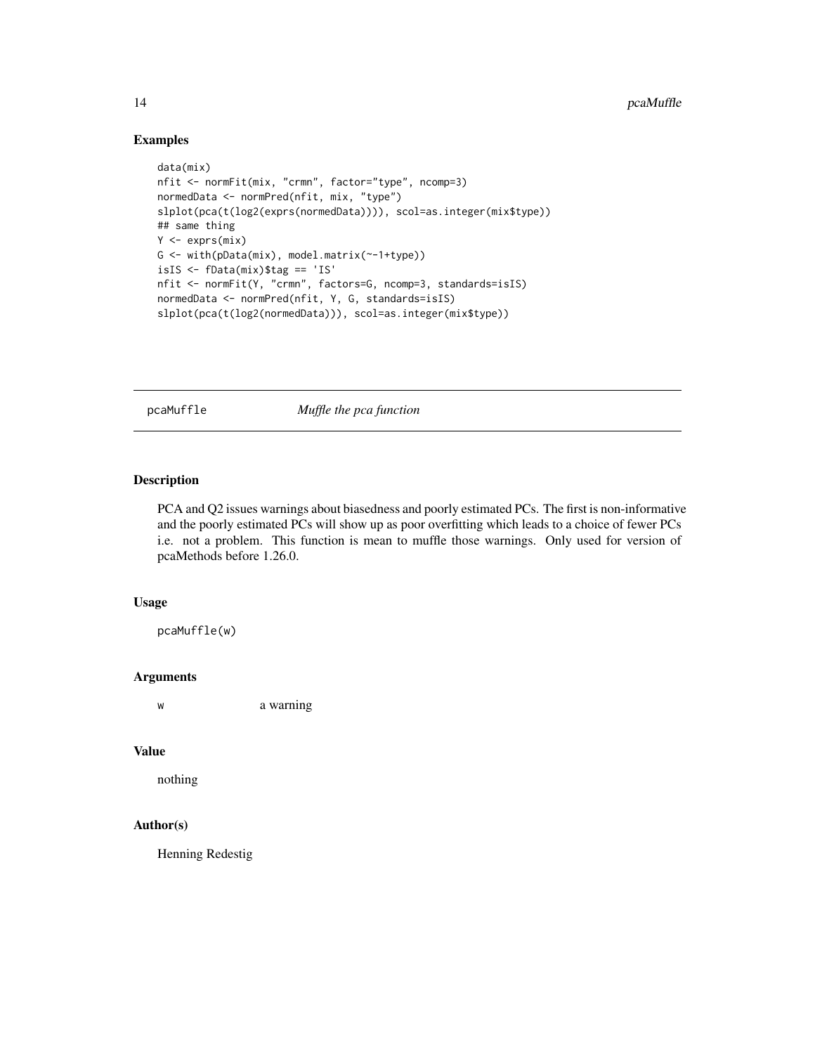## Examples

```
data(mix)
nfit <- normFit(mix, "crmn", factor="type", ncomp=3)
normedData <- normPred(nfit, mix, "type")
slplot(pca(t(log2(exprs(normedData)))), scol=as.integer(mix$type))
## same thing
Y <- exprs(mix)
G <- with(pData(mix), model.matrix(~-1+type))
isIS <- fData(mix)$tag == 'IS'
nfit <- normFit(Y, "crmn", factors=G, ncomp=3, standards=isIS)
normedData <- normPred(nfit, Y, G, standards=isIS)
slplot(pca(t(log2(normedData))), scol=as.integer(mix$type))
```

---

# pcaMuffle    *Muffle the pca function*

---

## Description

PCA and Q2 issues warnings about biasedness and poorly estimated PCs. The first is non-informative and the poorly estimated PCs will show up as poor overfitting which leads to a choice of fewer PCs i.e. not a problem. This function is mean to muffle those warnings. Only used for version of pcaMethods before 1.26.0.

## Usage

```
pcaMuffle(w)
```

## Arguments

| | |
|---|---|
| w | a warning |

## Value

nothing

## Author(s)

Henning Redestig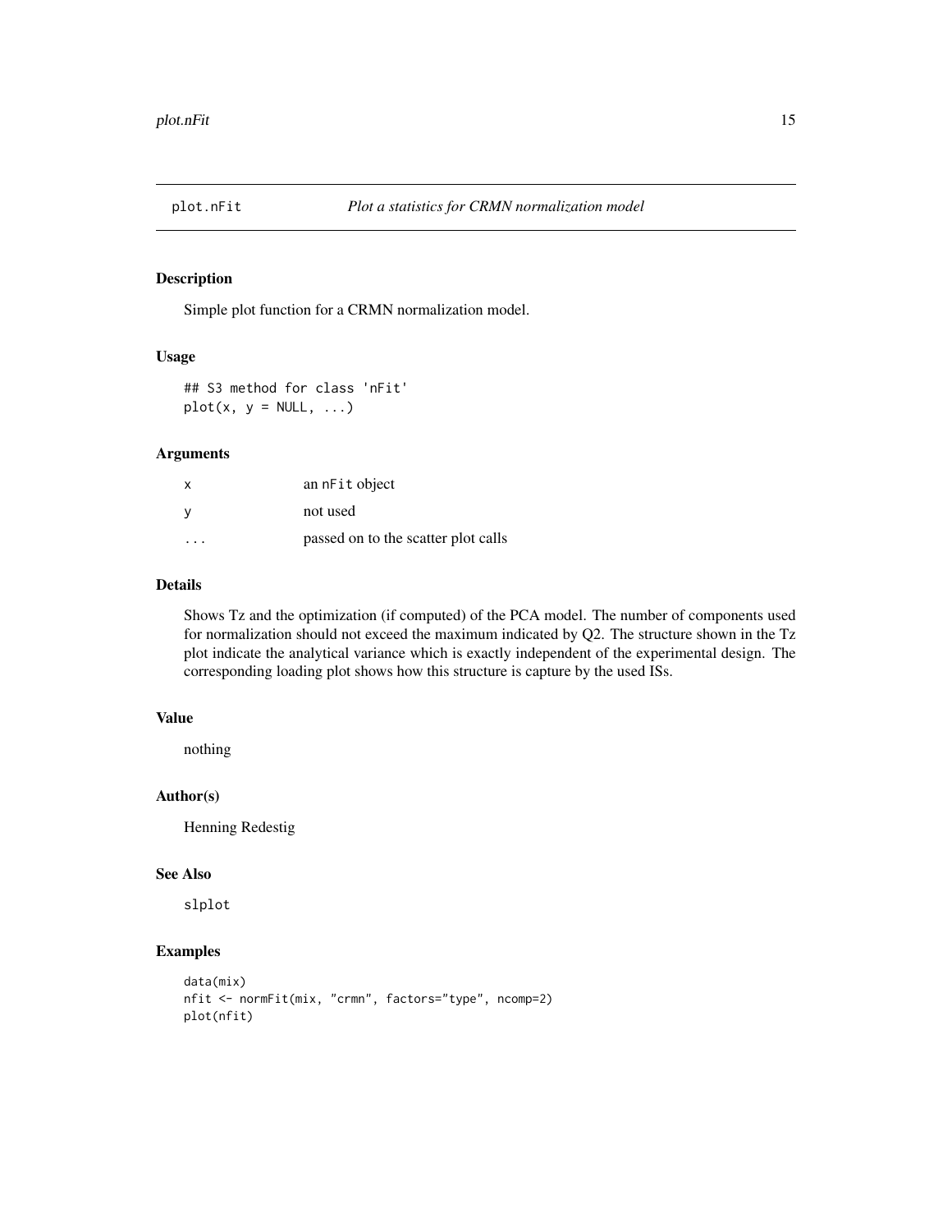# plot.nFit — *Plot a statistics for CRMN normalization model*

## Description

Simple plot function for a CRMN normalization model.

## Usage

```
## S3 method for class 'nFit'
plot(x, y = NULL, ...)
```

## Arguments

| | |
|---|---|
| x | an nFit object |
| y | not used |
| ... | passed on to the scatter plot calls |

## Details

Shows Tz and the optimization (if computed) of the PCA model. The number of components used for normalization should not exceed the maximum indicated by Q2. The structure shown in the Tz plot indicate the analytical variance which is exactly independent of the experimental design. The corresponding loading plot shows how this structure is capture by the used ISs.

## Value

nothing

## Author(s)

Henning Redestig

## See Also

slplot

## Examples

```
data(mix)
nfit <- normFit(mix, "crmn", factors="type", ncomp=2)
plot(nfit)
```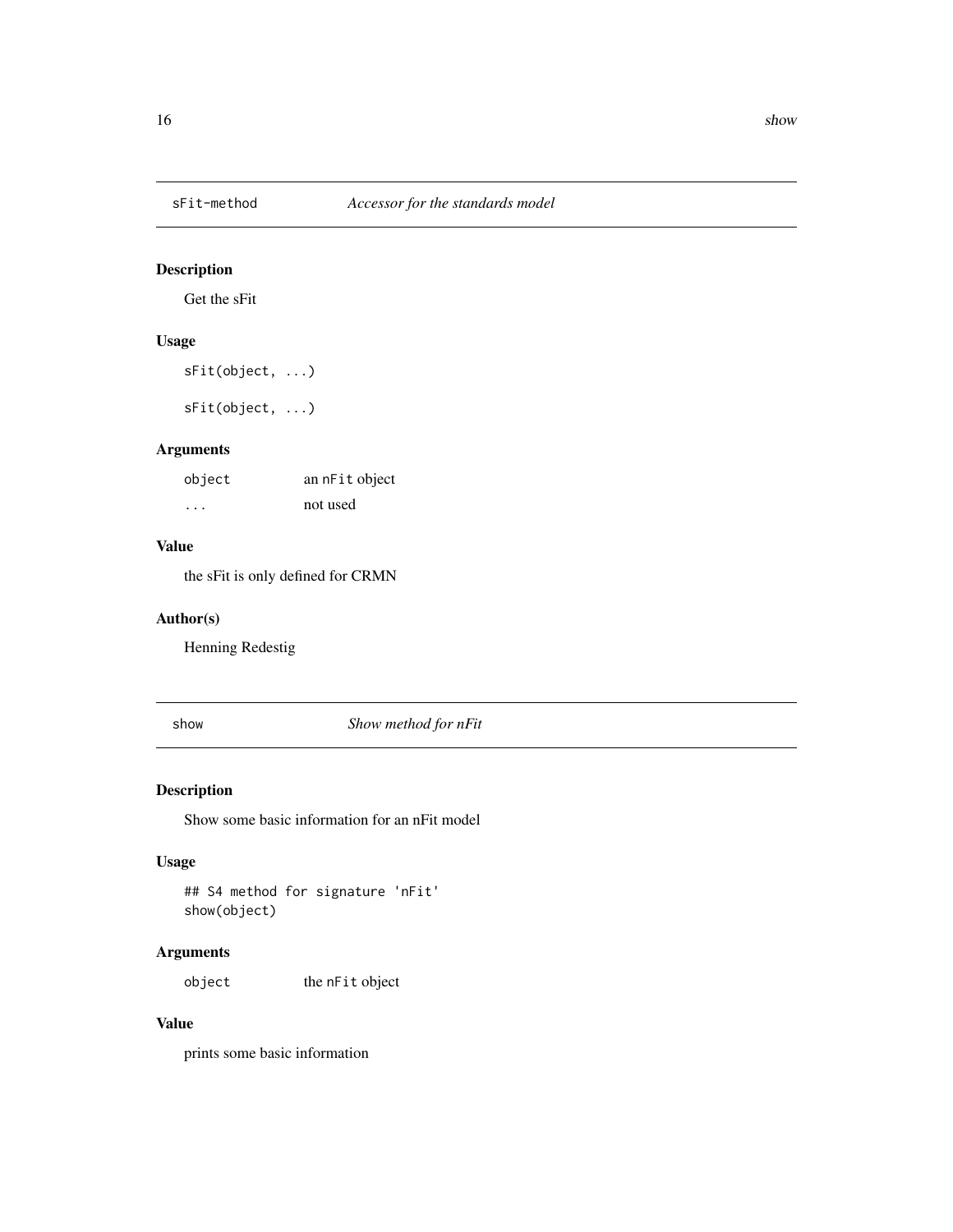## sFit-method *Accessor for the standards model*

### Description

Get the sFit

### Usage

```
sFit(object, ...)

sFit(object, ...)
```

### Arguments

| | |
|---|---|
| `object` | an `nFit` object |
| `...` | not used |

### Value

the sFit is only defined for CRMN

### Author(s)

Henning Redestig

## show *Show method for nFit*

### Description

Show some basic information for an nFit model

### Usage

```
## S4 method for signature 'nFit'
show(object)
```

### Arguments

| | |
|---|---|
| `object` | the `nFit` object |

### Value

prints some basic information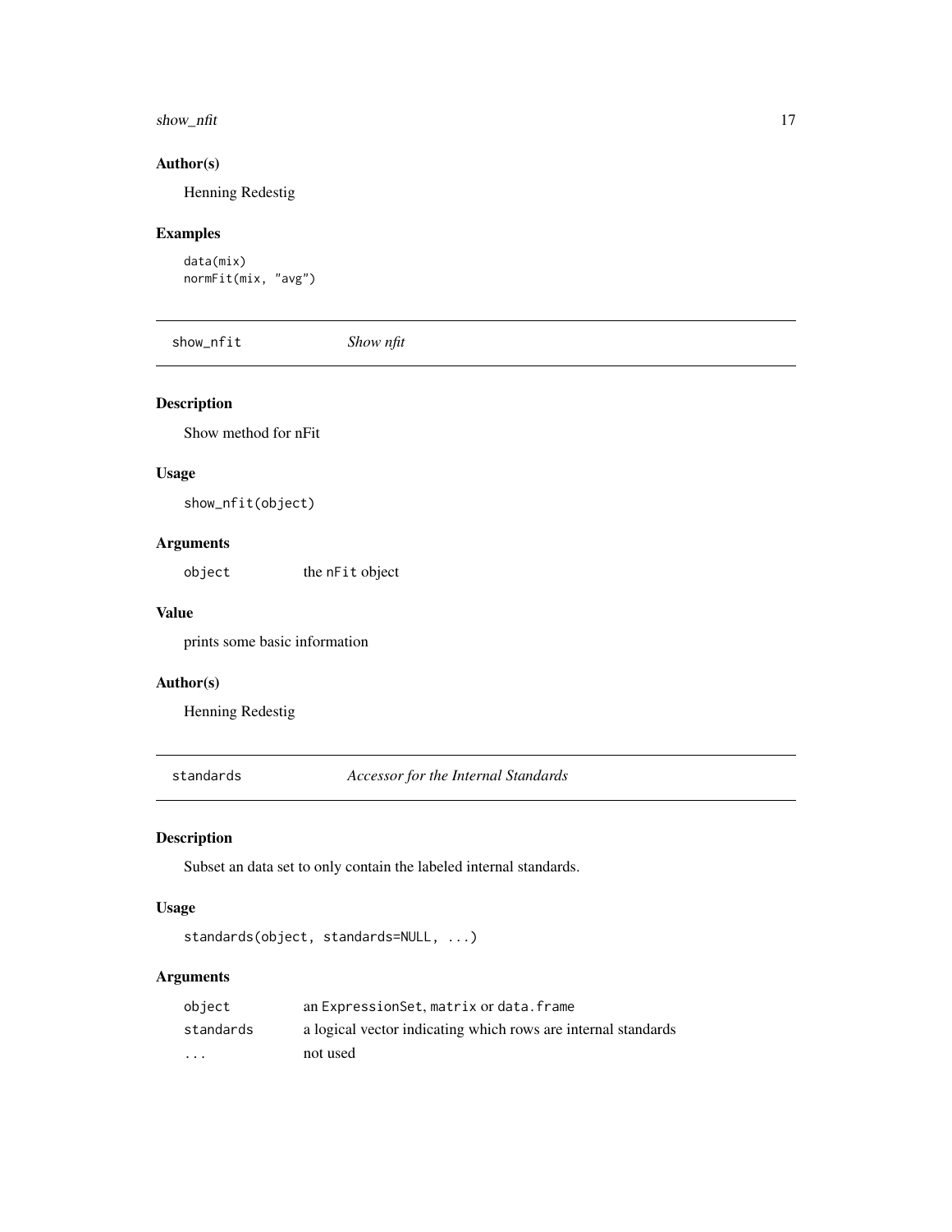### Author(s)

Henning Redestig

### Examples

```
data(mix)
normFit(mix, "avg")
```

---

## show_nfit    *Show nfit*

### Description

Show method for nFit

### Usage

```
show_nfit(object)
```

### Arguments

| | |
|---|---|
| object | the `nFit` object |

### Value

prints some basic information

### Author(s)

Henning Redestig

---

## standards    *Accessor for the Internal Standards*

### Description

Subset an data set to only contain the labeled internal standards.

### Usage

```
standards(object, standards=NULL, ...)
```

### Arguments

| | |
|---|---|
| object | an `ExpressionSet`, `matrix` or `data.frame` |
| standards | a logical vector indicating which rows are internal standards |
| ... | not used |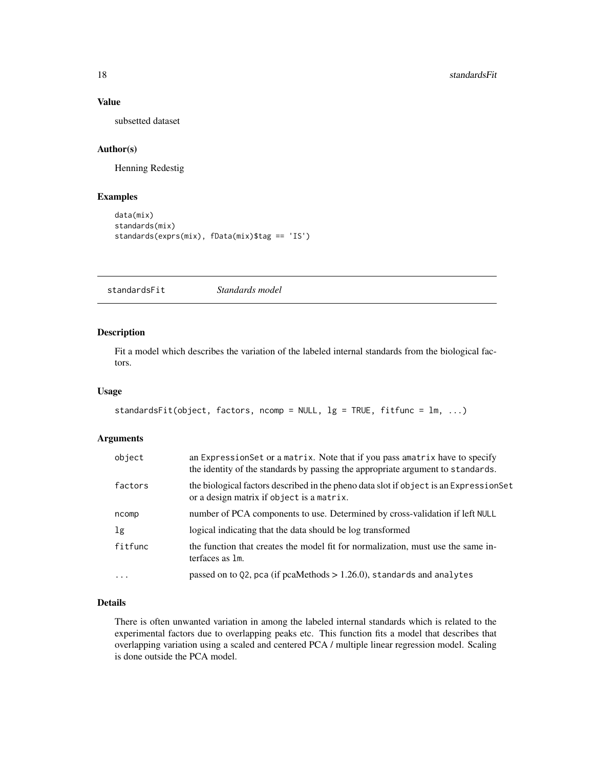### Value

subsetted dataset

### Author(s)

Henning Redestig

### Examples

```
data(mix)
standards(mix)
standards(exprs(mix), fData(mix)$tag == 'IS')
```

---

## standardsFit *Standards model*

---

### Description

Fit a model which describes the variation of the labeled internal standards from the biological factors.

### Usage

```
standardsFit(object, factors, ncomp = NULL, lg = TRUE, fitfunc = lm, ...)
```

### Arguments

| | |
|---|---|
| object | an ExpressionSet or a matrix. Note that if you pass amatrix have to specify the identity of the standards by passing the appropriate argument to standards. |
| factors | the biological factors described in the pheno data slot if object is an ExpressionSet or a design matrix if object is a matrix. |
| ncomp | number of PCA components to use. Determined by cross-validation if left NULL |
| lg | logical indicating that the data should be log transformed |
| fitfunc | the function that creates the model fit for normalization, must use the same interfaces as lm. |
| ... | passed on to Q2, pca (if pcaMethods > 1.26.0), standards and analytes |

### Details

There is often unwanted variation in among the labeled internal standards which is related to the experimental factors due to overlapping peaks etc. This function fits a model that describes that overlapping variation using a scaled and centered PCA / multiple linear regression model. Scaling is done outside the PCA model.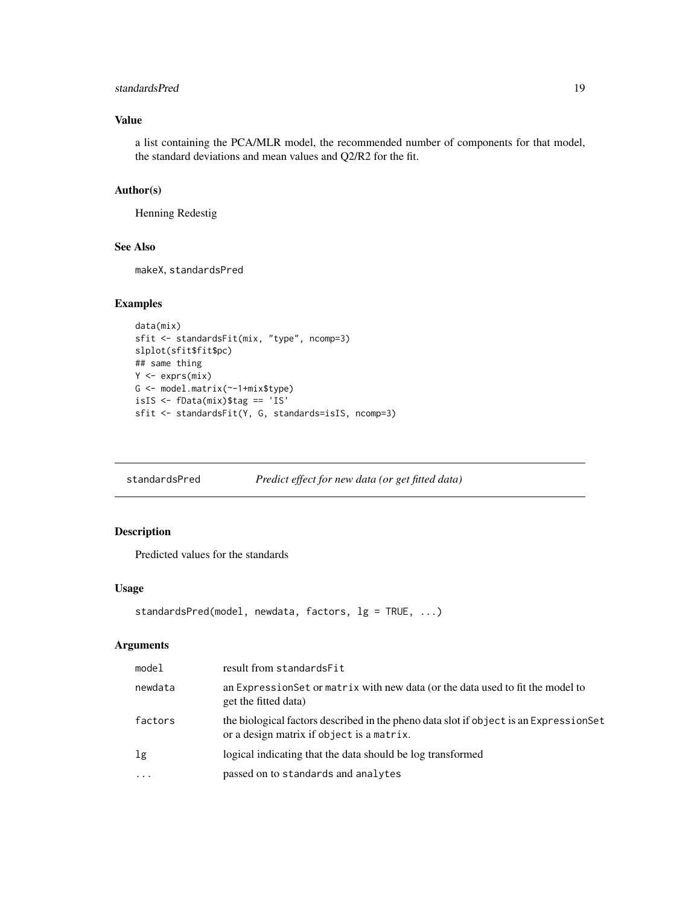### Value

a list containing the PCA/MLR model, the recommended number of components for that model, the standard deviations and mean values and Q2/R2 for the fit.

### Author(s)

Henning Redestig

### See Also

makeX, standardsPred

### Examples

```
data(mix)
sfit <- standardsFit(mix, "type", ncomp=3)
slplot(sfit$fit$pc)
## same thing
Y <- exprs(mix)
G <- model.matrix(~-1+mix$type)
isIS <- fData(mix)$tag == 'IS'
sfit <- standardsFit(Y, G, standards=isIS, ncomp=3)
```

---

## standardsPred    *Predict effect for new data (or get fitted data)*

---

### Description

Predicted values for the standards

### Usage

```
standardsPred(model, newdata, factors, lg = TRUE, ...)
```

### Arguments

| | |
|---|---|
| model | result from standardsFit |
| newdata | an ExpressionSet or matrix with new data (or the data used to fit the model to get the fitted data) |
| factors | the biological factors described in the pheno data slot if object is an ExpressionSet or a design matrix if object is a matrix. |
| lg | logical indicating that the data should be log transformed |
| ... | passed on to standards and analytes |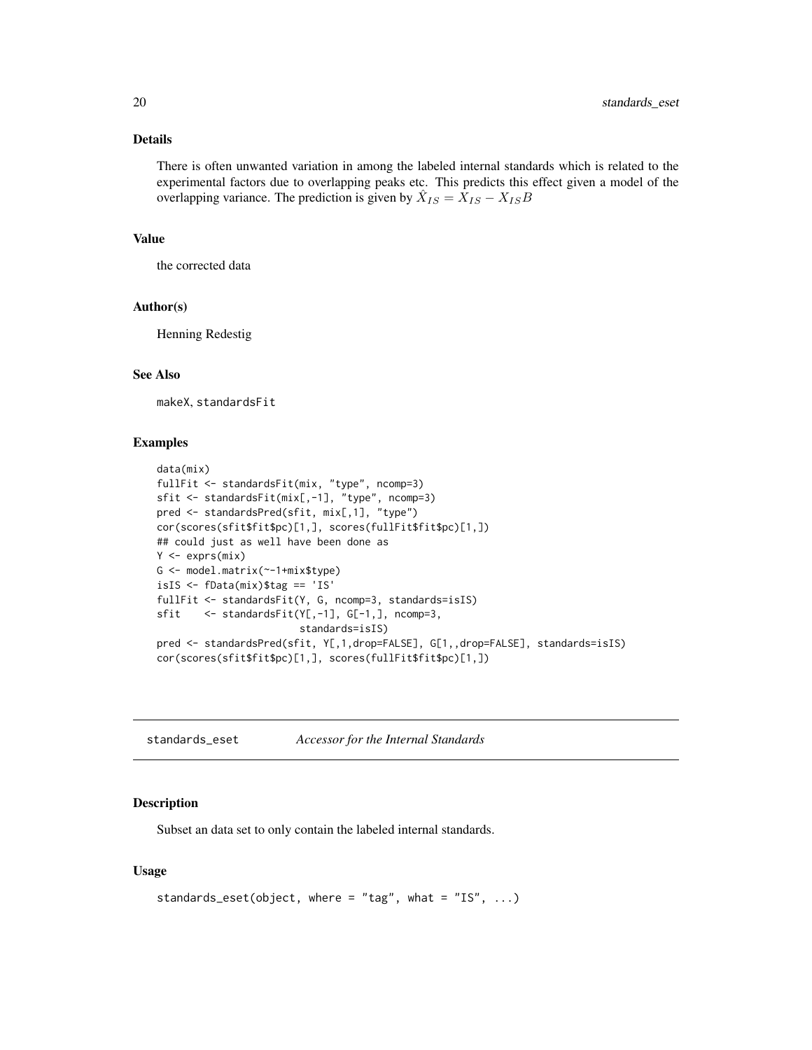### Details

There is often unwanted variation in among the labeled internal standards which is related to the experimental factors due to overlapping peaks etc. This predicts this effect given a model of the overlapping variance. The prediction is given by $\hat{X}_{IS} = X_{IS} - X_{IS}B$

### Value

the corrected data

### Author(s)

Henning Redestig

### See Also

makeX, standardsFit

### Examples

```
data(mix)
fullFit <- standardsFit(mix, "type", ncomp=3)
sfit <- standardsFit(mix[,-1], "type", ncomp=3)
pred <- standardsPred(sfit, mix[,1], "type")
cor(scores(sfit$fit$pc)[1,], scores(fullFit$fit$pc)[1,])
## could just as well have been done as
Y <- exprs(mix)
G <- model.matrix(~-1+mix$type)
isIS <- fData(mix)$tag == 'IS'
fullFit <- standardsFit(Y, G, ncomp=3, standards=isIS)
sfit    <- standardsFit(Y[,-1], G[-1,], ncomp=3,
                        standards=isIS)
pred <- standardsPred(sfit, Y[,1,drop=FALSE], G[1,,drop=FALSE], standards=isIS)
cor(scores(sfit$fit$pc)[1,], scores(fullFit$fit$pc)[1,])
```

---

## standards_eset    *Accessor for the Internal Standards*

### Description

Subset an data set to only contain the labeled internal standards.

### Usage

```
standards_eset(object, where = "tag", what = "IS", ...)
```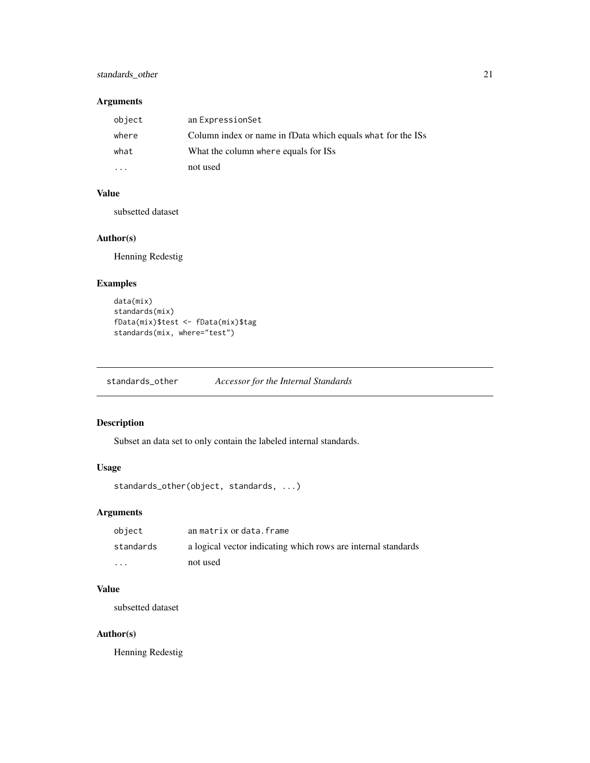### Arguments

| | |
|---|---|
| object | an ExpressionSet |
| where | Column index or name in fData which equals what for the ISs |
| what | What the column where equals for ISs |
| ... | not used |

### Value

subsetted dataset

### Author(s)

Henning Redestig

### Examples

```
data(mix)
standards(mix)
fData(mix)$test <- fData(mix)$tag
standards(mix, where="test")
```

---

## standards_other *Accessor for the Internal Standards*

### Description

Subset an data set to only contain the labeled internal standards.

### Usage

```
standards_other(object, standards, ...)
```

### Arguments

| | |
|---|---|
| object | an matrix or data.frame |
| standards | a logical vector indicating which rows are internal standards |
| ... | not used |

### Value

subsetted dataset

### Author(s)

Henning Redestig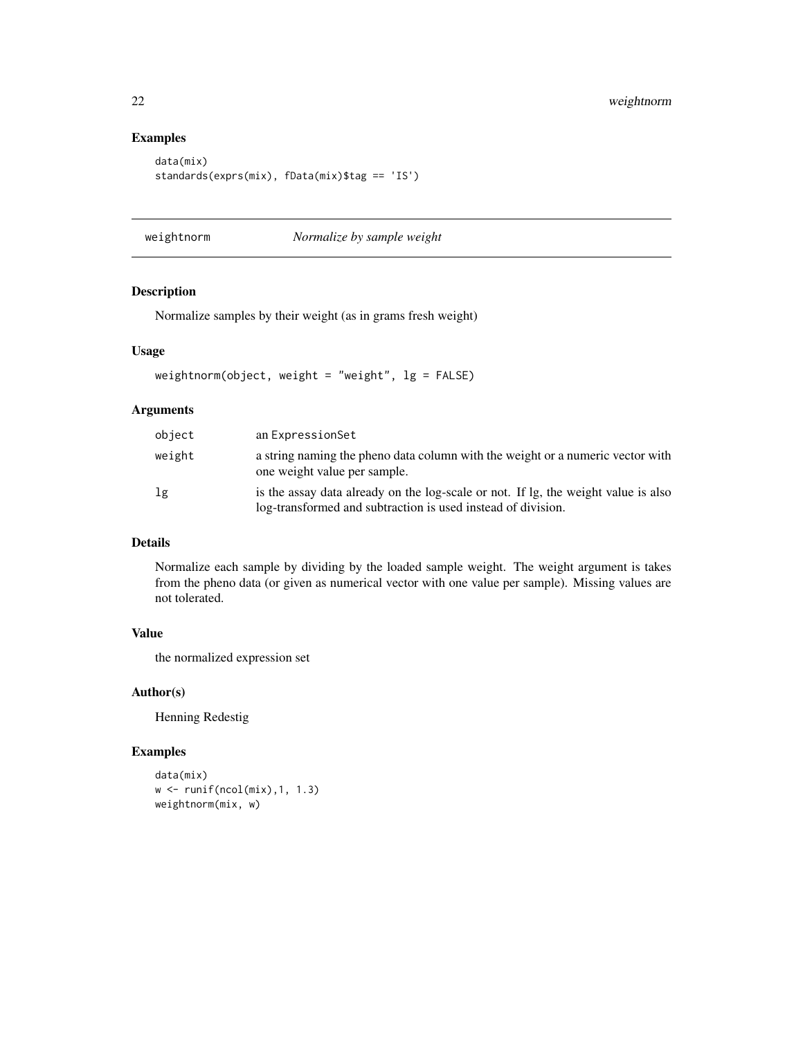## Examples

```
data(mix)
standards(exprs(mix), fData(mix)$tag == 'IS')
```

---

# weightnorm *Normalize by sample weight*

## Description

Normalize samples by their weight (as in grams fresh weight)

## Usage

```
weightnorm(object, weight = "weight", lg = FALSE)
```

## Arguments

| | |
|---|---|
| object | an ExpressionSet |
| weight | a string naming the pheno data column with the weight or a numeric vector with one weight value per sample. |
| lg | is the assay data already on the log-scale or not. If lg, the weight value is also log-transformed and subtraction is used instead of division. |

## Details

Normalize each sample by dividing by the loaded sample weight. The weight argument is takes from the pheno data (or given as numerical vector with one value per sample). Missing values are not tolerated.

## Value

the normalized expression set

## Author(s)

Henning Redestig

## Examples

```
data(mix)
w <- runif(ncol(mix),1, 1.3)
weightnorm(mix, w)
```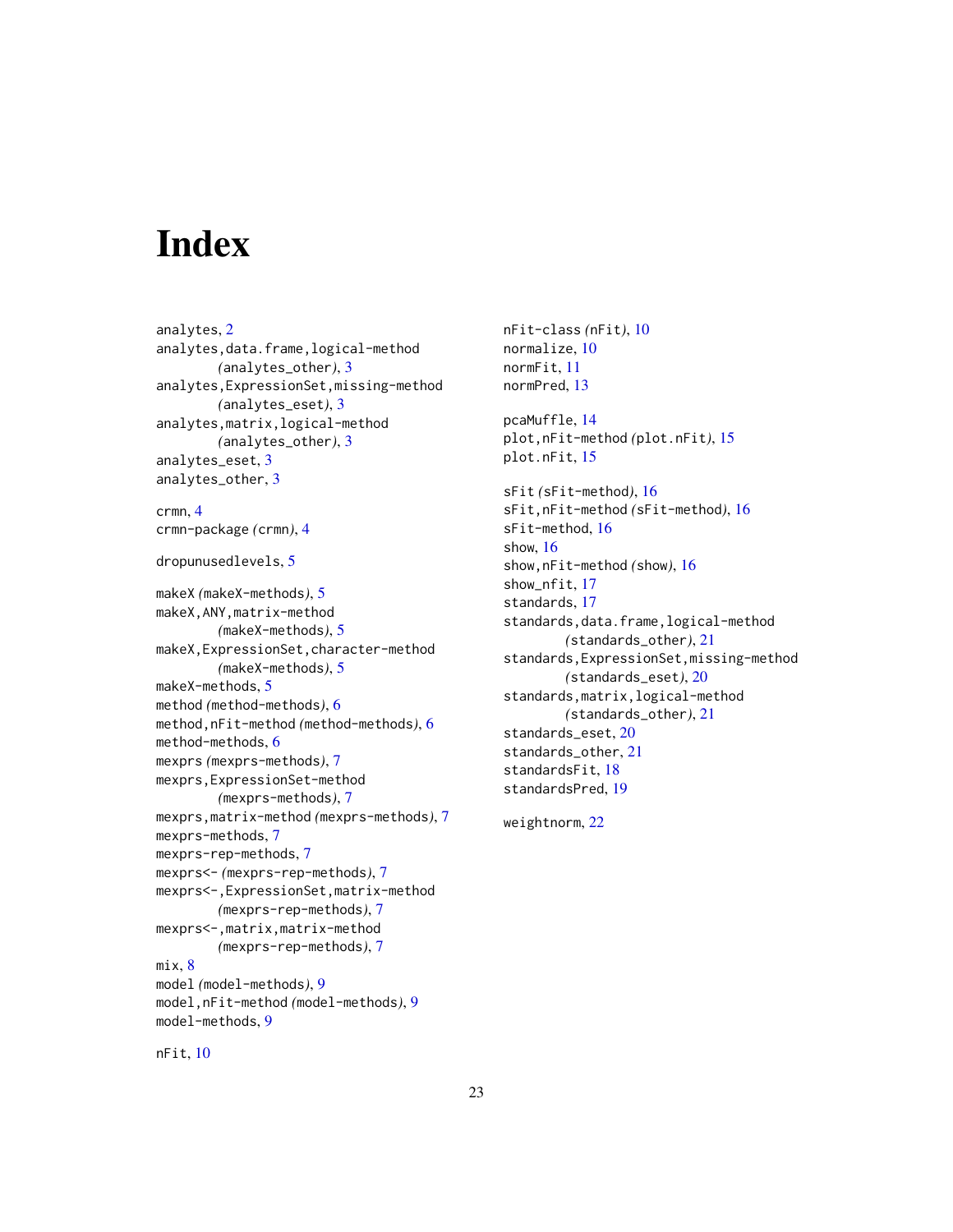# Index

analytes, 2
analytes,data.frame,logical-method
    *(*analytes_other*)*, 3
analytes,ExpressionSet,missing-method
    *(*analytes_eset*)*, 3
analytes,matrix,logical-method
    *(*analytes_other*)*, 3
analytes_eset, 3
analytes_other, 3

crmn, 4
crmn-package *(*crmn*)*, 4

dropunusedlevels, 5

makeX *(*makeX-methods*)*, 5
makeX,ANY,matrix-method
    *(*makeX-methods*)*, 5
makeX,ExpressionSet,character-method
    *(*makeX-methods*)*, 5
makeX-methods, 5
method *(*method-methods*)*, 6
method,nFit-method *(*method-methods*)*, 6
method-methods, 6
mexprs *(*mexprs-methods*)*, 7
mexprs,ExpressionSet-method
    *(*mexprs-methods*)*, 7
mexprs,matrix-method *(*mexprs-methods*)*, 7
mexprs-methods, 7
mexprs-rep-methods, 7
mexprs<- *(*mexprs-rep-methods*)*, 7
mexprs<-,ExpressionSet,matrix-method
    *(*mexprs-rep-methods*)*, 7
mexprs<-,matrix,matrix-method
    *(*mexprs-rep-methods*)*, 7
mix, 8
model *(*model-methods*)*, 9
model,nFit-method *(*model-methods*)*, 9
model-methods, 9

nFit, 10
nFit-class *(*nFit*)*, 10
normalize, 10
normFit, 11
normPred, 13

pcaMuffle, 14
plot,nFit-method *(*plot.nFit*)*, 15
plot.nFit, 15

sFit *(*sFit-method*)*, 16
sFit,nFit-method *(*sFit-method*)*, 16
sFit-method, 16
show, 16
show,nFit-method *(*show*)*, 16
show_nfit, 17
standards, 17
standards,data.frame,logical-method
    *(*standards_other*)*, 21
standards,ExpressionSet,missing-method
    *(*standards_eset*)*, 20
standards,matrix,logical-method
    *(*standards_other*)*, 21
standards_eset, 20
standards_other, 21
standardsFit, 18
standardsPred, 19

weightnorm, 22